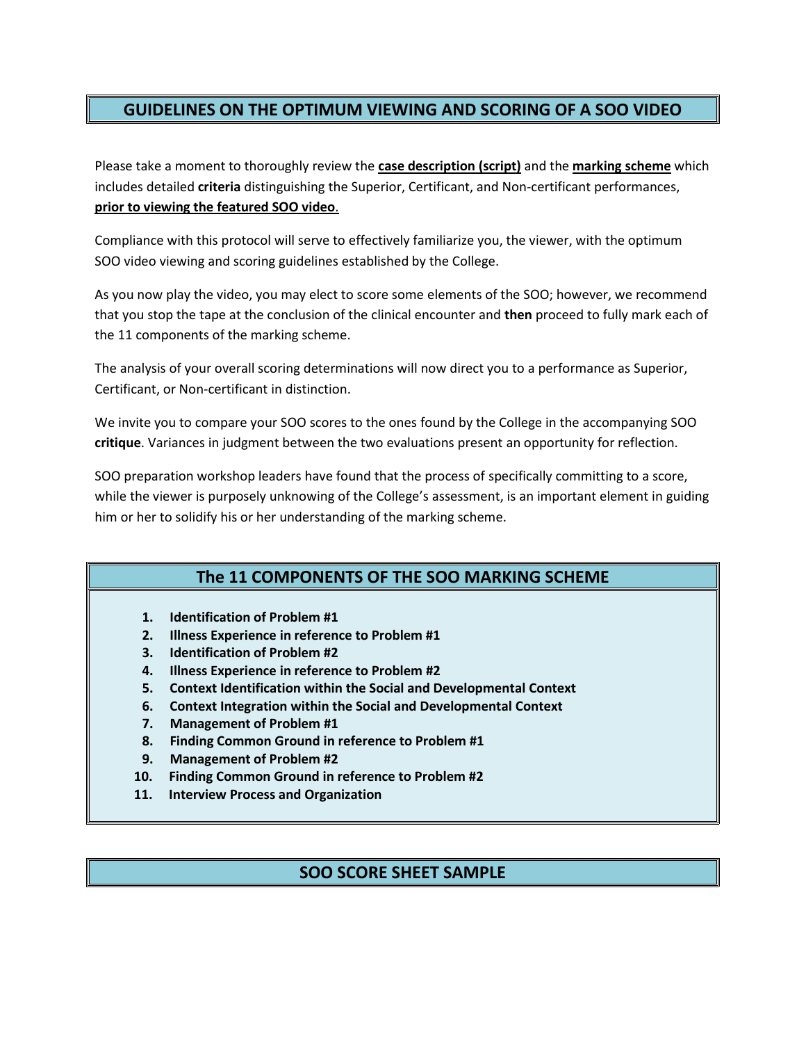## GUIDELINES ON THE OPTIMUM VIEWING AND SCORING OF A SOO VIDEO

Please take a moment to thoroughly review the **case description (script)** and the **marking scheme** which includes detailed **criteria** distinguishing the Superior, Certificant, and Non-certificant performances, **prior to viewing the featured SOO video**.

Compliance with this protocol will serve to effectively familiarize you, the viewer, with the optimum SOO video viewing and scoring guidelines established by the College.

As you now play the video, you may elect to score some elements of the SOO; however, we recommend that you stop the tape at the conclusion of the clinical encounter and **then** proceed to fully mark each of the 11 components of the marking scheme.

The analysis of your overall scoring determinations will now direct you to a performance as Superior, Certificant, or Non-certificant in distinction.

We invite you to compare your SOO scores to the ones found by the College in the accompanying SOO **critique**. Variances in judgment between the two evaluations present an opportunity for reflection.

SOO preparation workshop leaders have found that the process of specifically committing to a score, while the viewer is purposely unknowing of the College's assessment, is an important element in guiding him or her to solidify his or her understanding of the marking scheme.

## The 11 COMPONENTS OF THE SOO MARKING SCHEME

1. **Identification of Problem #1**
2. **Illness Experience in reference to Problem #1**
3. **Identification of Problem #2**
4. **Illness Experience in reference to Problem #2**
5. **Context Identification within the Social and Developmental Context**
6. **Context Integration within the Social and Developmental Context**
7. **Management of Problem #1**
8. **Finding Common Ground in reference to Problem #1**
9. **Management of Problem #2**
10. **Finding Common Ground in reference to Problem #2**
11. **Interview Process and Organization**

## SOO SCORE SHEET SAMPLE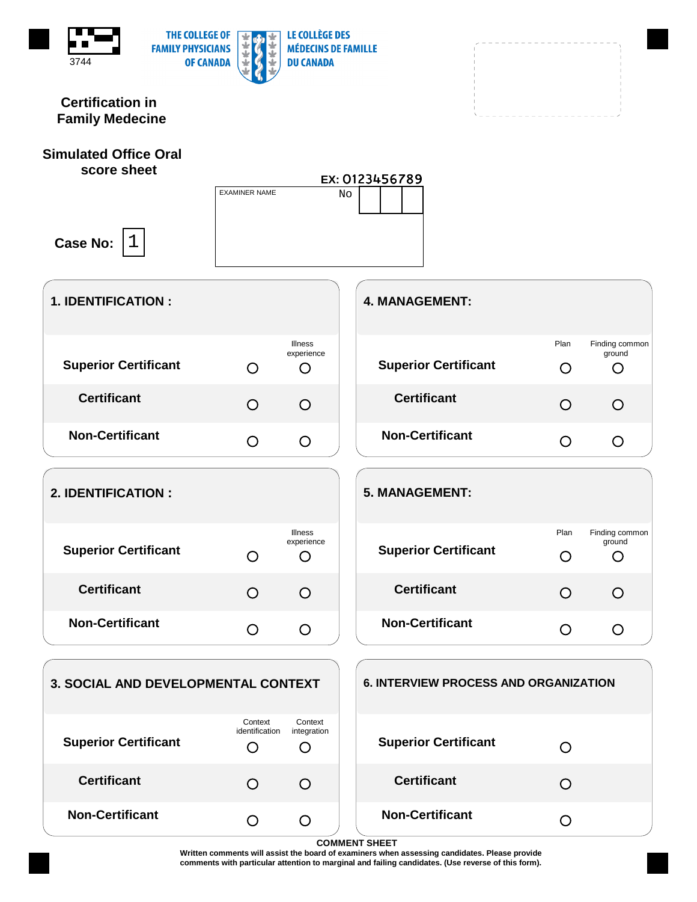3744

THE COLLEGE OF FAMILY PHYSICIANS OF CANADA

LE COLLÈGE DES MÉDECINS DE FAMILLE DU CANADA

## Certification in Family Medecine

## Simulated Office Oral score sheet

EX: 0123456789

EXAMINER NAME No

**Case No:** 1

### 1. IDENTIFICATION :

| | | Illness experience |
|---|---|---|
| **Superior Certificant** | ○ | ○ |
| **Certificant** | ○ | ○ |
| **Non-Certificant** | ○ | ○ |

### 2. IDENTIFICATION :

| | | Illness experience |
|---|---|---|
| **Superior Certificant** | ○ | ○ |
| **Certificant** | ○ | ○ |
| **Non-Certificant** | ○ | ○ |

### 3. SOCIAL AND DEVELOPMENTAL CONTEXT

| | Context identification | Context integration |
|---|---|---|
| **Superior Certificant** | ○ | ○ |
| **Certificant** | ○ | ○ |
| **Non-Certificant** | ○ | ○ |

### 4. MANAGEMENT:

| | Plan | Finding common ground |
|---|---|---|
| **Superior Certificant** | ○ | ○ |
| **Certificant** | ○ | ○ |
| **Non-Certificant** | ○ | ○ |

### 5. MANAGEMENT:

| | Plan | Finding common ground |
|---|---|---|
| **Superior Certificant** | ○ | ○ |
| **Certificant** | ○ | ○ |
| **Non-Certificant** | ○ | ○ |

### 6. INTERVIEW PROCESS AND ORGANIZATION

| | |
|---|---|
| **Superior Certificant** | ○ |
| **Certificant** | ○ |
| **Non-Certificant** | ○ |

**COMMENT SHEET**

**Written comments will assist the board of examiners when assessing candidates. Please provide comments with particular attention to marginal and failing candidates. (Use reverse of this form).**